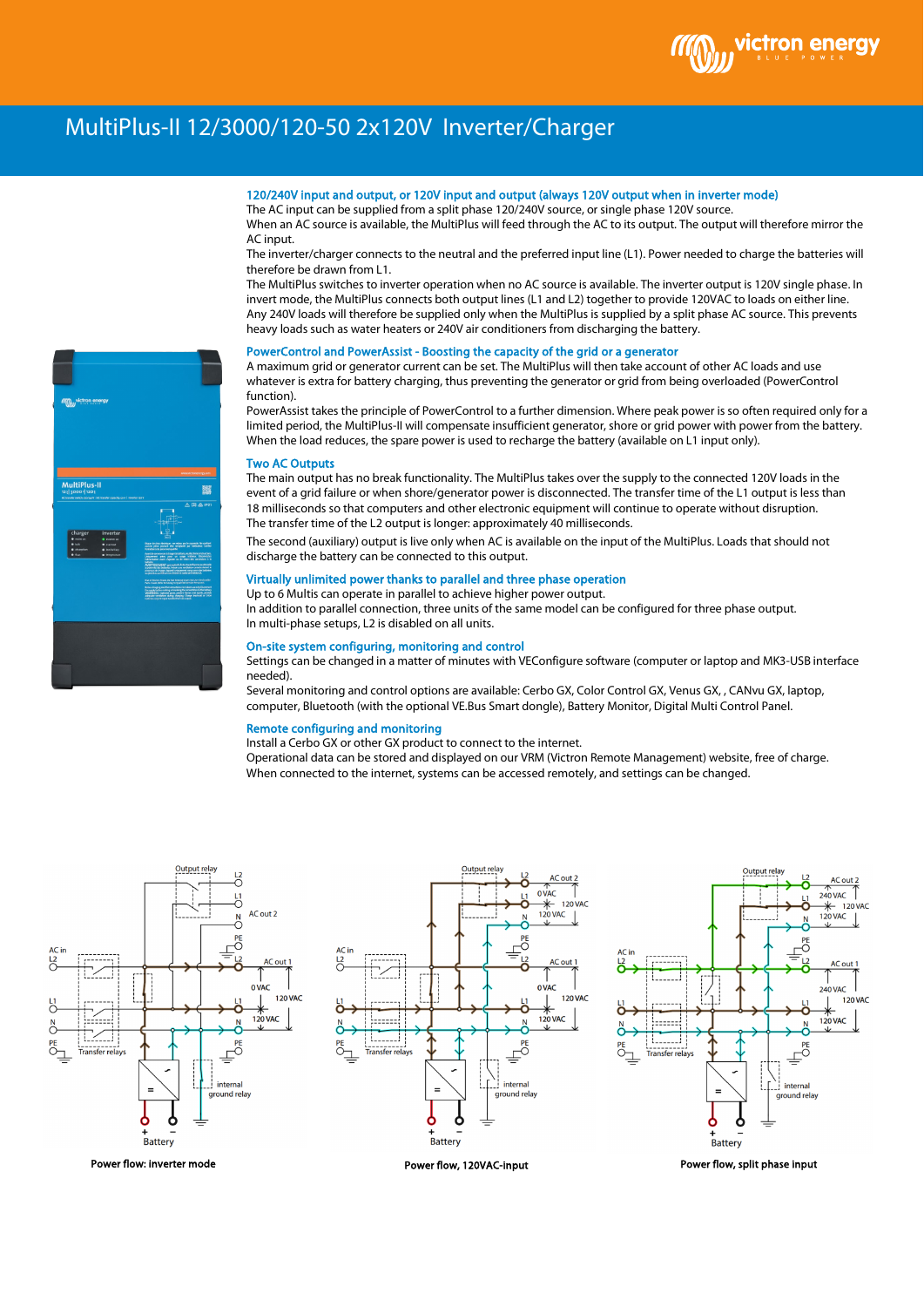# MultiPlus-II 12/3000/120-50 2x120V Inverter/Charger

### 120/240V input and output, or 120V input and output (always 120V output when in inverter mode)

The AC input can be supplied from a split phase 120/240V source, or single phase 120V source.
When an AC source is available, the MultiPlus will feed through the AC to its output. The output will therefore mirror the AC input.
The inverter/charger connects to the neutral and the preferred input line (L1). Power needed to charge the batteries will therefore be drawn from L1.
The MultiPlus switches to inverter operation when no AC source is available. The inverter output is 120V single phase. In invert mode, the MultiPlus connects both output lines (L1 and L2) together to provide 120VAC to loads on either line. Any 240V loads will therefore be supplied only when the MultiPlus is supplied by a split phase AC source. This prevents heavy loads such as water heaters or 240V air conditioners from discharging the battery.

### PowerControl and PowerAssist - Boosting the capacity of the grid or a generator

A maximum grid or generator current can be set. The MultiPlus will then take account of other AC loads and use whatever is extra for battery charging, thus preventing the generator or grid from being overloaded (PowerControl function).
PowerAssist takes the principle of PowerControl to a further dimension. Where peak power is so often required only for a limited period, the MultiPlus-II will compensate insufficient generator, shore or grid power with power from the battery. When the load reduces, the spare power is used to recharge the battery (available on L1 input only).

### Two AC Outputs

The main output has no break functionality. The MultiPlus takes over the supply to the connected 120V loads in the event of a grid failure or when shore/generator power is disconnected. The transfer time of the L1 output is less than 18 milliseconds so that computers and other electronic equipment will continue to operate without disruption.
The transfer time of the L2 output is longer: approximately 40 milliseconds.

The second (auxiliary) output is live only when AC is available on the input of the MultiPlus. Loads that should not discharge the battery can be connected to this output.

### Virtually unlimited power thanks to parallel and three phase operation

Up to 6 Multis can operate in parallel to achieve higher power output.
In addition to parallel connection, three units of the same model can be configured for three phase output.
In multi-phase setups, L2 is disabled on all units.

### On-site system configuring, monitoring and control

Settings can be changed in a matter of minutes with VEConfigure software (computer or laptop and MK3-USB interface needed).
Several monitoring and control options are available: Cerbo GX, Color Control GX, Venus GX, , CANvu GX, laptop, computer, Bluetooth (with the optional VE.Bus Smart dongle), Battery Monitor, Digital Multi Control Panel.

### Remote configuring and monitoring

Install a Cerbo GX or other GX product to connect to the internet.
Operational data can be stored and displayed on our VRM (Victron Remote Management) website, free of charge.
When connected to the internet, systems can be accessed remotely, and settings can be changed.

**Power flow: inverter mode**

**Power flow, 120VAC-input**

**Power flow, split phase input**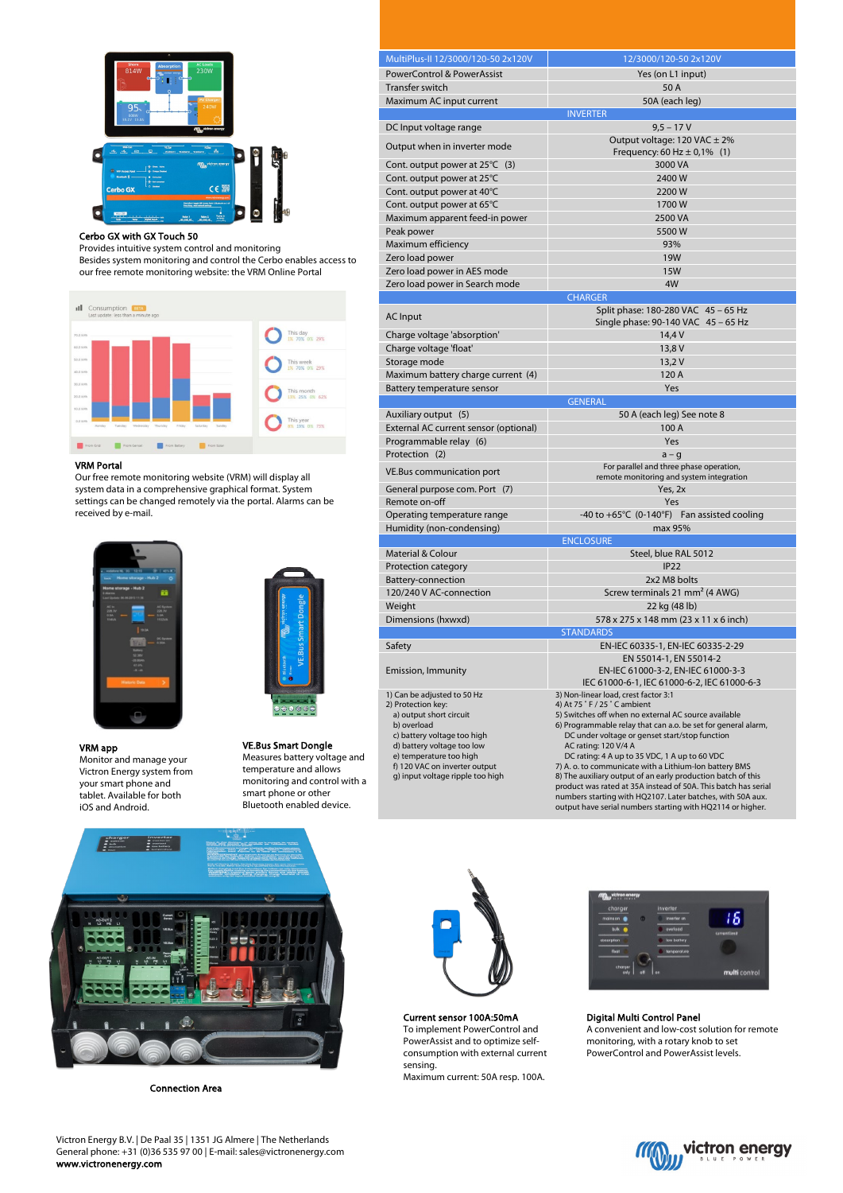| MultiPlus-II 12/3000/120-50 2x120V | 12/3000/120-50 2x120V |
|---|---|
| PowerControl & PowerAssist | Yes (on L1 input) |
| Transfer switch | 50 A |
| Maximum AC input current | 50A (each leg) |
| **INVERTER** | |
| DC Input voltage range | 9,5 – 17 V |
| Output when in inverter mode | Output voltage: 120 VAC ± 2%<br>Frequency: 60 Hz ± 0,1% (1) |
| Cont. output power at 25°C (3) | 3000 VA |
| Cont. output power at 25°C | 2400 W |
| Cont. output power at 40°C | 2200 W |
| Cont. output power at 65°C | 1700 W |
| Maximum apparent feed-in power | 2500 VA |
| Peak power | 5500 W |
| Maximum efficiency | 93% |
| Zero load power | 19W |
| Zero load power in AES mode | 15W |
| Zero load power in Search mode | 4W |
| **CHARGER** | |
| AC Input | Split phase: 180-280 VAC 45 – 65 Hz<br>Single phase: 90-140 VAC 45 – 65 Hz |
| Charge voltage 'absorption' | 14,4 V |
| Charge voltage 'float' | 13,8 V |
| Storage mode | 13,2 V |
| Maximum battery charge current (4) | 120 A |
| Battery temperature sensor | Yes |
| **GENERAL** | |
| Auxiliary output (5) | 50 A (each leg) See note 8 |
| External AC current sensor (optional) | 100 A |
| Programmable relay (6) | Yes |
| Protection (2) | a – g |
| VE.Bus communication port | For parallel and three phase operation, remote monitoring and system integration |
| General purpose com. Port (7) | Yes, 2x |
| Remote on-off | Yes |
| Operating temperature range | -40 to +65°C (0-140°F) Fan assisted cooling |
| Humidity (non-condensing) | max 95% |
| **ENCLOSURE** | |
| Material & Colour | Steel, blue RAL 5012 |
| Protection category | IP22 |
| Battery-connection | 2x2 M8 bolts |
| 120/240 V AC-connection | Screw terminals 21 mm² (4 AWG) |
| Weight | 22 kg (48 lb) |
| Dimensions (hxwxd) | 578 x 275 x 148 mm (23 x 11 x 6 inch) |
| **STANDARDS** | |
| Safety | EN-IEC 60335-1, EN-IEC 60335-2-29 |
| Emission, Immunity | EN 55014-1, EN 55014-2<br>EN-IEC 61000-3-2, EN-IEC 61000-3-3<br>IEC 61000-6-1, IEC 61000-6-2, IEC 61000-6-3 |

1) Can be adjusted to 50 Hz
2) Protection key:
   a) output short circuit
   b) overload
   c) battery voltage too high
   d) battery voltage too low
   e) temperature too high
   f) 120 VAC on inverter output
   g) input voltage ripple too high
3) Non-linear load, crest factor 3:1
4) At 75 ˚F / 25 ˚C ambient
5) Switches off when no external AC source available
6) Programmable relay that can a.o. be set for general alarm, DC under voltage or genset start/stop function
   AC rating: 120 V/4 A
   DC rating: 4 A up to 35 VDC, 1 A up to 60 VDC
7) A. o. to communicate with a Lithium-Ion battery BMS
8) The auxiliary output of an early production batch of this product was rated at 35A instead of 50A. This batch has serial numbers starting with HQ2107. Later batches, with 50A aux. output have serial numbers starting with HQ2114 or higher.

**Cerbo GX with GX Touch 50**
Provides intuitive system control and monitoring
Besides system monitoring and control the Cerbo enables access to our free remote monitoring website: the VRM Online Portal

**VRM Portal**
Our free remote monitoring website (VRM) will display all system data in a comprehensive graphical format. System settings can be changed remotely via the portal. Alarms can be received by e-mail.

**VRM app**
Monitor and manage your Victron Energy system from your smart phone and tablet. Available for both iOS and Android.

**VE.Bus Smart Dongle**
Measures battery voltage and temperature and allows monitoring and control with a smart phone or other Bluetooth enabled device.

**Connection Area**

**Current sensor 100A:50mA**
To implement PowerControl and PowerAssist and to optimize self-consumption with external current sensing.
Maximum current: 50A resp. 100A.

**Digital Multi Control Panel**
A convenient and low-cost solution for remote monitoring, with a rotary knob to set PowerControl and PowerAssist levels.

Victron Energy B.V. | De Paal 35 | 1351 JG Almere | The Netherlands
General phone: +31 (0)36 535 97 00 | E-mail: sales@victronenergy.com
**www.victronenergy.com**